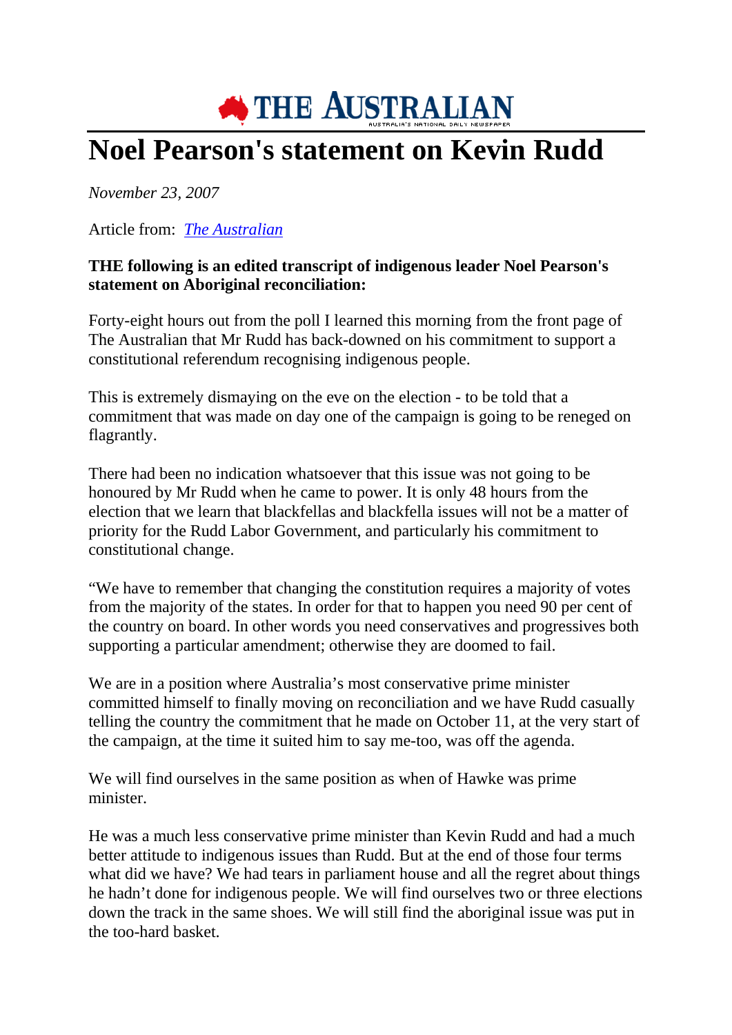# Noel Pearson's statement on Kevin Rudd

*November 23, 2007*

Article from: *[The Australian](The Australian)*

**THE following is an edited transcript of indigenous leader Noel Pearson's statement on Aboriginal reconciliation:**

Forty-eight hours out from the poll I learned this morning from the front page of The Australian that Mr Rudd has back-downed on his commitment to support a constitutional referendum recognising indigenous people.

This is extremely dismaying on the eve on the election - to be told that a commitment that was made on day one of the campaign is going to be reneged on flagrantly.

There had been no indication whatsoever that this issue was not going to be honoured by Mr Rudd when he came to power. It is only 48 hours from the election that we learn that blackfellas and blackfella issues will not be a matter of priority for the Rudd Labor Government, and particularly his commitment to constitutional change.

"We have to remember that changing the constitution requires a majority of votes from the majority of the states. In order for that to happen you need 90 per cent of the country on board. In other words you need conservatives and progressives both supporting a particular amendment; otherwise they are doomed to fail.

We are in a position where Australia's most conservative prime minister committed himself to finally moving on reconciliation and we have Rudd casually telling the country the commitment that he made on October 11, at the very start of the campaign, at the time it suited him to say me-too, was off the agenda.

We will find ourselves in the same position as when of Hawke was prime minister.

He was a much less conservative prime minister than Kevin Rudd and had a much better attitude to indigenous issues than Rudd. But at the end of those four terms what did we have? We had tears in parliament house and all the regret about things he hadn't done for indigenous people. We will find ourselves two or three elections down the track in the same shoes. We will still find the aboriginal issue was put in the too-hard basket.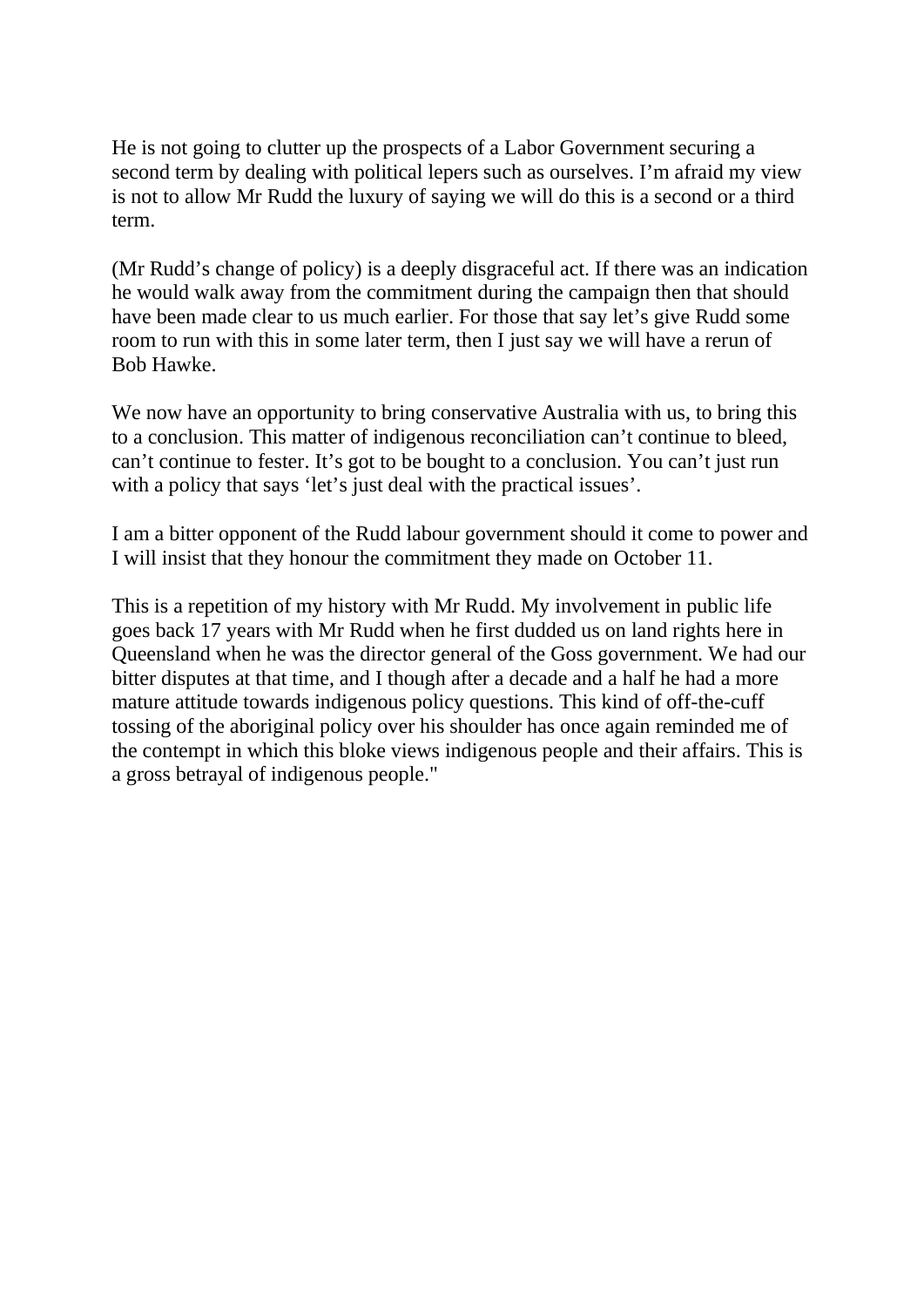He is not going to clutter up the prospects of a Labor Government securing a second term by dealing with political lepers such as ourselves. I'm afraid my view is not to allow Mr Rudd the luxury of saying we will do this is a second or a third term.

(Mr Rudd's change of policy) is a deeply disgraceful act. If there was an indication he would walk away from the commitment during the campaign then that should have been made clear to us much earlier. For those that say let's give Rudd some room to run with this in some later term, then I just say we will have a rerun of Bob Hawke.

We now have an opportunity to bring conservative Australia with us, to bring this to a conclusion. This matter of indigenous reconciliation can't continue to bleed, can't continue to fester. It's got to be bought to a conclusion. You can't just run with a policy that says 'let's just deal with the practical issues'.

I am a bitter opponent of the Rudd labour government should it come to power and I will insist that they honour the commitment they made on October 11.

This is a repetition of my history with Mr Rudd. My involvement in public life goes back 17 years with Mr Rudd when he first dudded us on land rights here in Queensland when he was the director general of the Goss government. We had our bitter disputes at that time, and I though after a decade and a half he had a more mature attitude towards indigenous policy questions. This kind of off-the-cuff tossing of the aboriginal policy over his shoulder has once again reminded me of the contempt in which this bloke views indigenous people and their affairs. This is a gross betrayal of indigenous people."